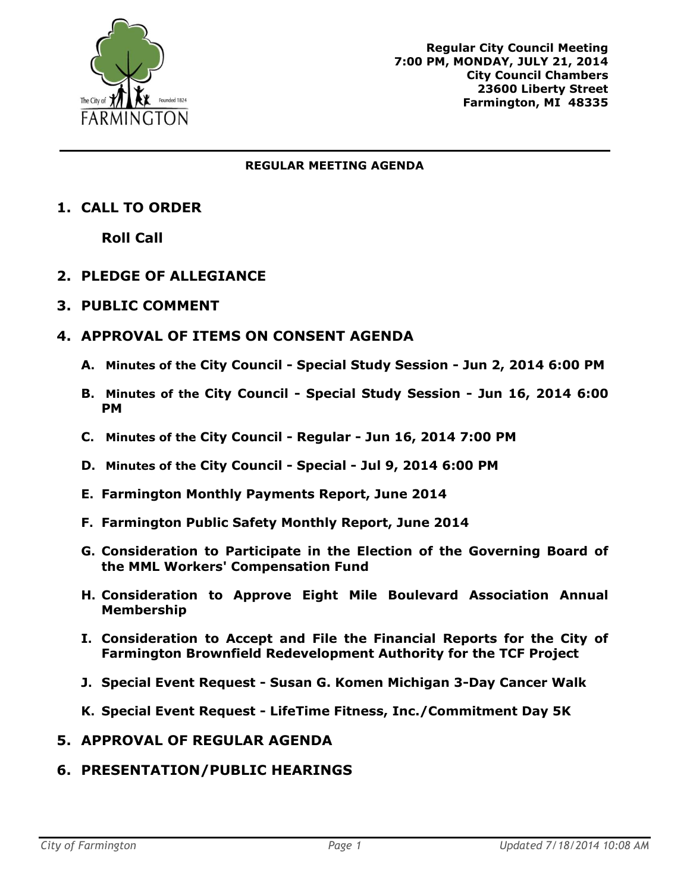Regular City Council Meeting
7:00 PM, MONDAY, JULY 21, 2014
City Council Chambers
23600 Liberty Street
Farmington, MI 48335

## REGULAR MEETING AGENDA

1. **CALL TO ORDER**

   **Roll Call**

2. **PLEDGE OF ALLEGIANCE**

3. **PUBLIC COMMENT**

4. **APPROVAL OF ITEMS ON CONSENT AGENDA**

   A. Minutes of the **City Council - Special Study Session - Jun 2, 2014 6:00 PM**

   B. Minutes of the **City Council - Special Study Session - Jun 16, 2014 6:00 PM**

   C. Minutes of the **City Council - Regular - Jun 16, 2014 7:00 PM**

   D. Minutes of the **City Council - Special - Jul 9, 2014 6:00 PM**

   E. **Farmington Monthly Payments Report, June 2014**

   F. **Farmington Public Safety Monthly Report, June 2014**

   G. **Consideration to Participate in the Election of the Governing Board of the MML Workers' Compensation Fund**

   H. **Consideration to Approve Eight Mile Boulevard Association Annual Membership**

   I. **Consideration to Accept and File the Financial Reports for the City of Farmington Brownfield Redevelopment Authority for the TCF Project**

   J. **Special Event Request - Susan G. Komen Michigan 3-Day Cancer Walk**

   K. **Special Event Request - LifeTime Fitness, Inc./Commitment Day 5K**

5. **APPROVAL OF REGULAR AGENDA**

6. **PRESENTATION/PUBLIC HEARINGS**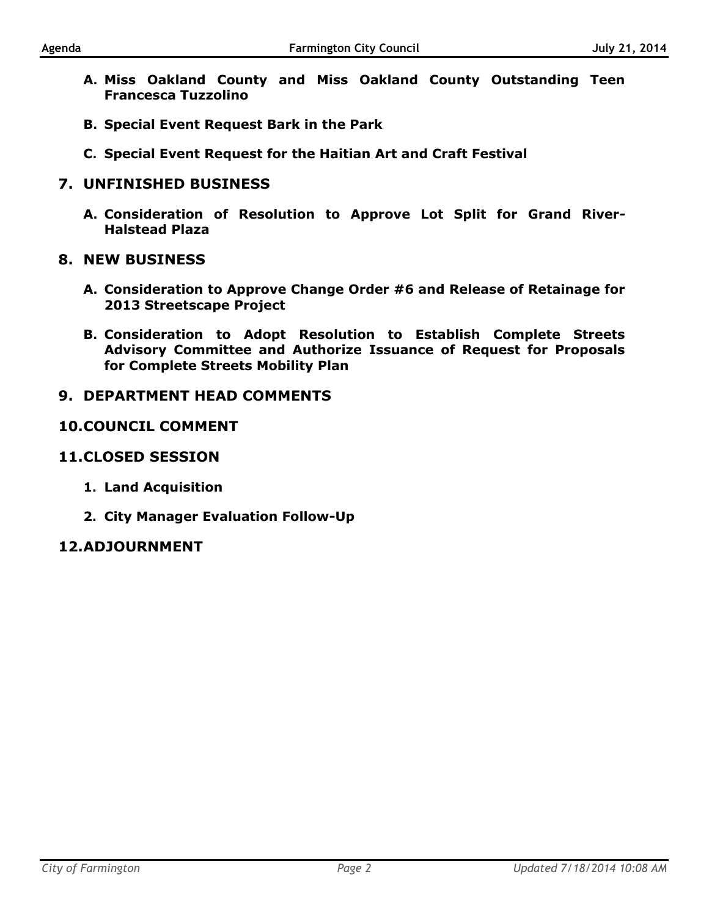**A. Miss Oakland County and Miss Oakland County Outstanding Teen Francesca Tuzzolino**

**B. Special Event Request Bark in the Park**

**C. Special Event Request for the Haitian Art and Craft Festival**

## 7. UNFINISHED BUSINESS

**A. Consideration of Resolution to Approve Lot Split for Grand River-Halstead Plaza**

## 8. NEW BUSINESS

**A. Consideration to Approve Change Order #6 and Release of Retainage for 2013 Streetscape Project**

**B. Consideration to Adopt Resolution to Establish Complete Streets Advisory Committee and Authorize Issuance of Request for Proposals for Complete Streets Mobility Plan**

## 9. DEPARTMENT HEAD COMMENTS

## 10. COUNCIL COMMENT

## 11. CLOSED SESSION

1. **Land Acquisition**
2. **City Manager Evaluation Follow-Up**

## 12. ADJOURNMENT